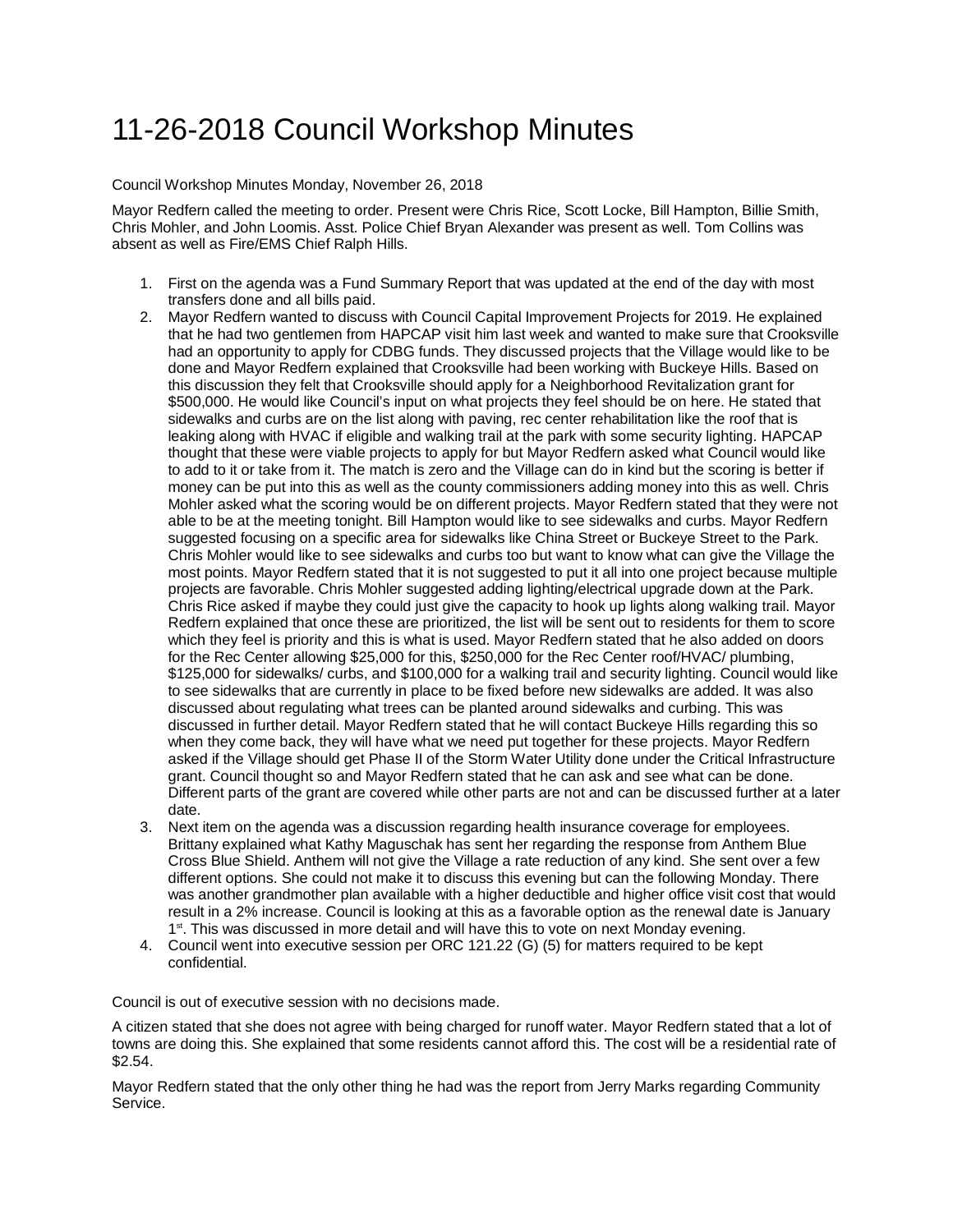# 11-26-2018 Council Workshop Minutes

Council Workshop Minutes Monday, November 26, 2018

Mayor Redfern called the meeting to order. Present were Chris Rice, Scott Locke, Bill Hampton, Billie Smith, Chris Mohler, and John Loomis. Asst. Police Chief Bryan Alexander was present as well. Tom Collins was absent as well as Fire/EMS Chief Ralph Hills.

1. First on the agenda was a Fund Summary Report that was updated at the end of the day with most transfers done and all bills paid.
2. Mayor Redfern wanted to discuss with Council Capital Improvement Projects for 2019. He explained that he had two gentlemen from HAPCAP visit him last week and wanted to make sure that Crooksville had an opportunity to apply for CDBG funds. They discussed projects that the Village would like to be done and Mayor Redfern explained that Crooksville had been working with Buckeye Hills. Based on this discussion they felt that Crooksville should apply for a Neighborhood Revitalization grant for $500,000. He would like Council's input on what projects they feel should be on here. He stated that sidewalks and curbs are on the list along with paving, rec center rehabilitation like the roof that is leaking along with HVAC if eligible and walking trail at the park with some security lighting. HAPCAP thought that these were viable projects to apply for but Mayor Redfern asked what Council would like to add to it or take from it. The match is zero and the Village can do in kind but the scoring is better if money can be put into this as well as the county commissioners adding money into this as well. Chris Mohler asked what the scoring would be on different projects. Mayor Redfern stated that they were not able to be at the meeting tonight. Bill Hampton would like to see sidewalks and curbs. Mayor Redfern suggested focusing on a specific area for sidewalks like China Street or Buckeye Street to the Park. Chris Mohler would like to see sidewalks and curbs too but want to know what can give the Village the most points. Mayor Redfern stated that it is not suggested to put it all into one project because multiple projects are favorable. Chris Mohler suggested adding lighting/electrical upgrade down at the Park. Chris Rice asked if maybe they could just give the capacity to hook up lights along walking trail. Mayor Redfern explained that once these are prioritized, the list will be sent out to residents for them to score which they feel is priority and this is what is used. Mayor Redfern stated that he also added on doors for the Rec Center allowing $25,000 for this, $250,000 for the Rec Center roof/HVAC/ plumbing, $125,000 for sidewalks/ curbs, and $100,000 for a walking trail and security lighting. Council would like to see sidewalks that are currently in place to be fixed before new sidewalks are added. It was also discussed about regulating what trees can be planted around sidewalks and curbing. This was discussed in further detail. Mayor Redfern stated that he will contact Buckeye Hills regarding this so when they come back, they will have what we need put together for these projects. Mayor Redfern asked if the Village should get Phase II of the Storm Water Utility done under the Critical Infrastructure grant. Council thought so and Mayor Redfern stated that he can ask and see what can be done. Different parts of the grant are covered while other parts are not and can be discussed further at a later date.
3. Next item on the agenda was a discussion regarding health insurance coverage for employees. Brittany explained what Kathy Maguschak has sent her regarding the response from Anthem Blue Cross Blue Shield. Anthem will not give the Village a rate reduction of any kind. She sent over a few different options. She could not make it to discuss this evening but can the following Monday. There was another grandmother plan available with a higher deductible and higher office visit cost that would result in a 2% increase. Council is looking at this as a favorable option as the renewal date is January 1st. This was discussed in more detail and will have this to vote on next Monday evening.
4. Council went into executive session per ORC 121.22 (G) (5) for matters required to be kept confidential.

Council is out of executive session with no decisions made.

A citizen stated that she does not agree with being charged for runoff water. Mayor Redfern stated that a lot of towns are doing this. She explained that some residents cannot afford this. The cost will be a residential rate of $2.54.

Mayor Redfern stated that the only other thing he had was the report from Jerry Marks regarding Community Service.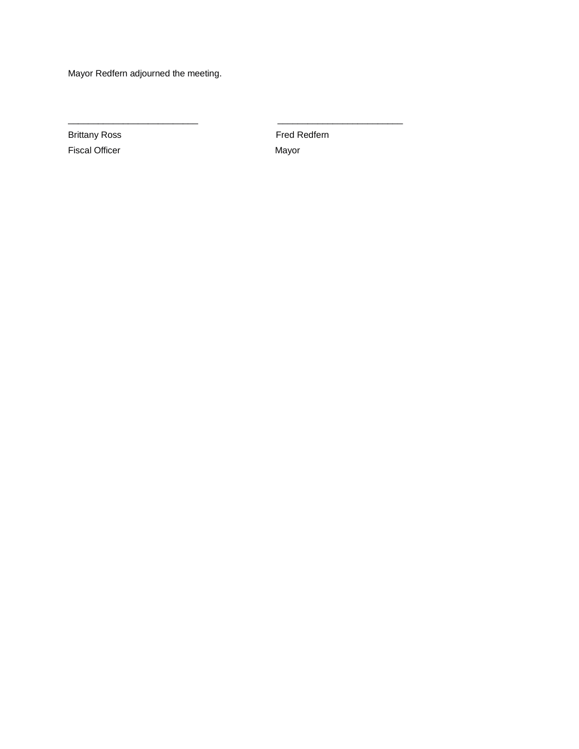Mayor Redfern adjourned the meeting.

| | |
|---|---|
| _________________________ | _________________________ |
| Brittany Ross | Fred Redfern |
| Fiscal Officer | Mayor |